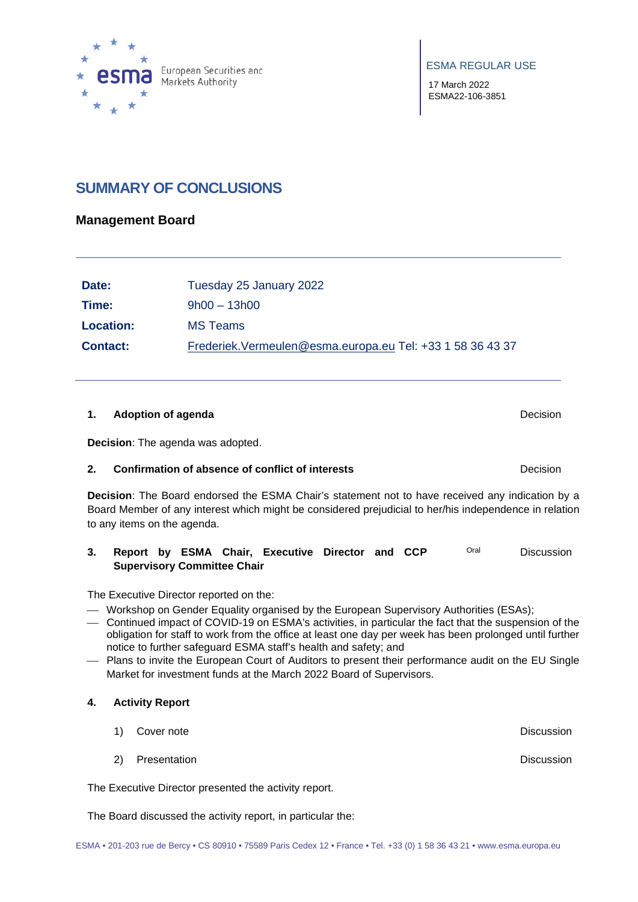ESMA REGULAR USE

17 March 2022
ESMA22-106-3851

# SUMMARY OF CONCLUSIONS

## Management Board

| | |
|---|---|
| **Date:** | Tuesday 25 January 2022 |
| **Time:** | 9h00 – 13h00 |
| **Location:** | MS Teams |
| **Contact:** | Frederiek.Vermeulen@esma.europa.eu Tel: +33 1 58 36 43 37 |

**1. Adoption of agenda** — Decision

**Decision**: The agenda was adopted.

**2. Confirmation of absence of conflict of interests** — Decision

**Decision**: The Board endorsed the ESMA Chair's statement not to have received any indication by a Board Member of any interest which might be considered prejudicial to her/his independence in relation to any items on the agenda.

**3. Report by ESMA Chair, Executive Director and CCP Supervisory Committee Chair** — Oral — Discussion

The Executive Director reported on the:

- Workshop on Gender Equality organised by the European Supervisory Authorities (ESAs);
- Continued impact of COVID-19 on ESMA's activities, in particular the fact that the suspension of the obligation for staff to work from the office at least one day per week has been prolonged until further notice to further safeguard ESMA staff's health and safety; and
- Plans to invite the European Court of Auditors to present their performance audit on the EU Single Market for investment funds at the March 2022 Board of Supervisors.

**4. Activity Report**

1) Cover note — Discussion

2) Presentation — Discussion

The Executive Director presented the activity report.

The Board discussed the activity report, in particular the: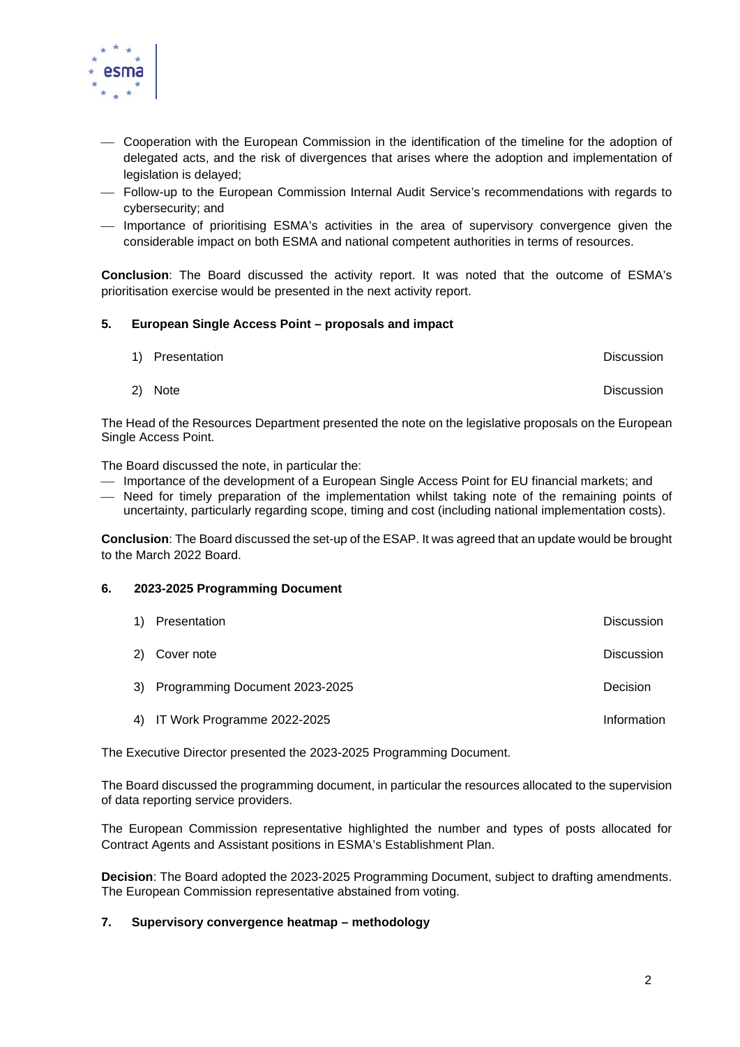- Cooperation with the European Commission in the identification of the timeline for the adoption of delegated acts, and the risk of divergences that arises where the adoption and implementation of legislation is delayed;
- Follow-up to the European Commission Internal Audit Service's recommendations with regards to cybersecurity; and
- Importance of prioritising ESMA's activities in the area of supervisory convergence given the considerable impact on both ESMA and national competent authorities in terms of resources.

**Conclusion**: The Board discussed the activity report. It was noted that the outcome of ESMA's prioritisation exercise would be presented in the next activity report.

**5. European Single Access Point – proposals and impact**

| | |
|---|---|
| 1) Presentation | Discussion |
| 2) Note | Discussion |

The Head of the Resources Department presented the note on the legislative proposals on the European Single Access Point.

The Board discussed the note, in particular the:

- Importance of the development of a European Single Access Point for EU financial markets; and
- Need for timely preparation of the implementation whilst taking note of the remaining points of uncertainty, particularly regarding scope, timing and cost (including national implementation costs).

**Conclusion**: The Board discussed the set-up of the ESAP. It was agreed that an update would be brought to the March 2022 Board.

**6. 2023-2025 Programming Document**

| | |
|---|---|
| 1) Presentation | Discussion |
| 2) Cover note | Discussion |
| 3) Programming Document 2023-2025 | Decision |
| 4) IT Work Programme 2022-2025 | Information |

The Executive Director presented the 2023-2025 Programming Document.

The Board discussed the programming document, in particular the resources allocated to the supervision of data reporting service providers.

The European Commission representative highlighted the number and types of posts allocated for Contract Agents and Assistant positions in ESMA's Establishment Plan.

**Decision**: The Board adopted the 2023-2025 Programming Document, subject to drafting amendments. The European Commission representative abstained from voting.

**7. Supervisory convergence heatmap – methodology**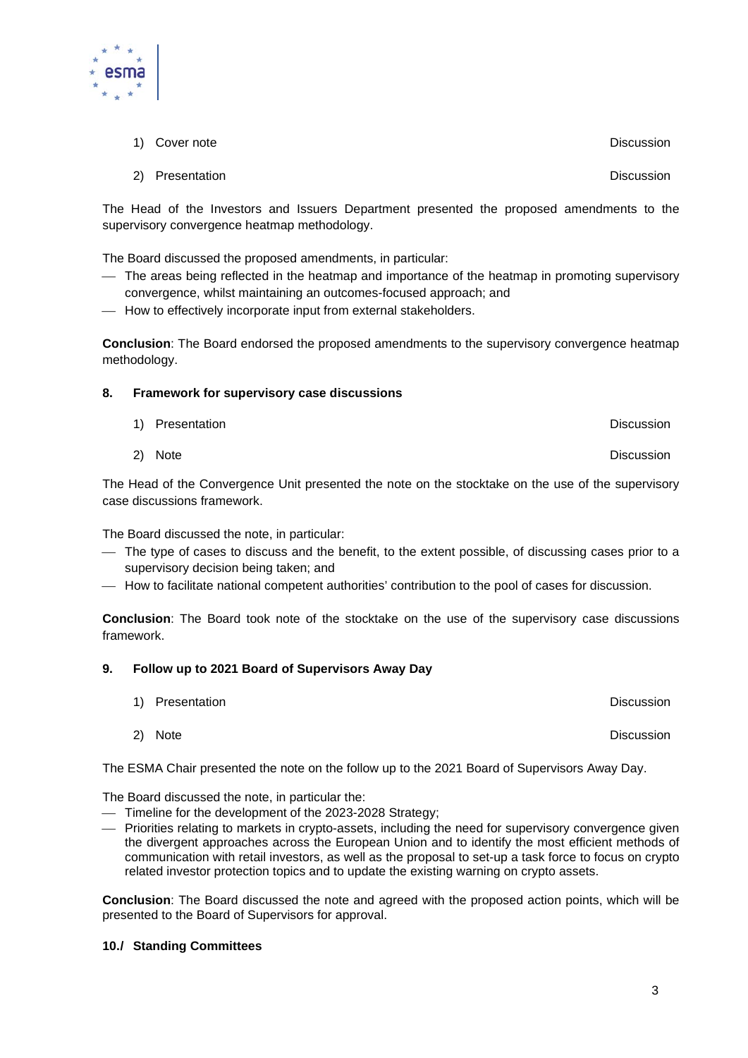1) Cover note Discussion

2) Presentation Discussion

The Head of the Investors and Issuers Department presented the proposed amendments to the supervisory convergence heatmap methodology.

The Board discussed the proposed amendments, in particular:

- The areas being reflected in the heatmap and importance of the heatmap in promoting supervisory convergence, whilst maintaining an outcomes-focused approach; and
- How to effectively incorporate input from external stakeholders.

**Conclusion**: The Board endorsed the proposed amendments to the supervisory convergence heatmap methodology.

## 8. Framework for supervisory case discussions

1) Presentation Discussion

2) Note Discussion

The Head of the Convergence Unit presented the note on the stocktake on the use of the supervisory case discussions framework.

The Board discussed the note, in particular:

- The type of cases to discuss and the benefit, to the extent possible, of discussing cases prior to a supervisory decision being taken; and
- How to facilitate national competent authorities' contribution to the pool of cases for discussion.

**Conclusion**: The Board took note of the stocktake on the use of the supervisory case discussions framework.

## 9. Follow up to 2021 Board of Supervisors Away Day

1) Presentation Discussion

2) Note Discussion

The ESMA Chair presented the note on the follow up to the 2021 Board of Supervisors Away Day.

The Board discussed the note, in particular the:

- Timeline for the development of the 2023-2028 Strategy;
- Priorities relating to markets in crypto-assets, including the need for supervisory convergence given the divergent approaches across the European Union and to identify the most efficient methods of communication with retail investors, as well as the proposal to set-up a task force to focus on crypto related investor protection topics and to update the existing warning on crypto assets.

**Conclusion**: The Board discussed the note and agreed with the proposed action points, which will be presented to the Board of Supervisors for approval.

## 10./ Standing Committees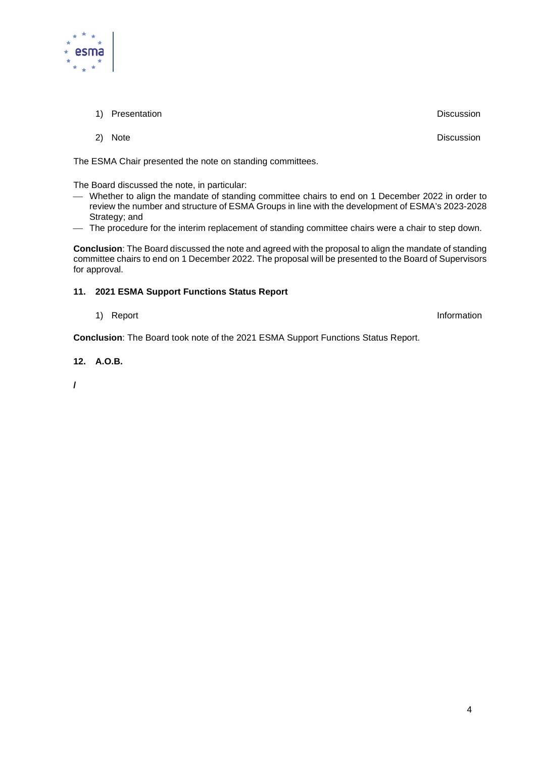1) Presentation Discussion

2) Note Discussion

The ESMA Chair presented the note on standing committees.

The Board discussed the note, in particular:

- Whether to align the mandate of standing committee chairs to end on 1 December 2022 in order to review the number and structure of ESMA Groups in line with the development of ESMA's 2023-2028 Strategy; and
- The procedure for the interim replacement of standing committee chairs were a chair to step down.

**Conclusion**: The Board discussed the note and agreed with the proposal to align the mandate of standing committee chairs to end on 1 December 2022. The proposal will be presented to the Board of Supervisors for approval.

**11. 2021 ESMA Support Functions Status Report**

1) Report Information

**Conclusion**: The Board took note of the 2021 ESMA Support Functions Status Report.

**12. A.O.B.**

**/**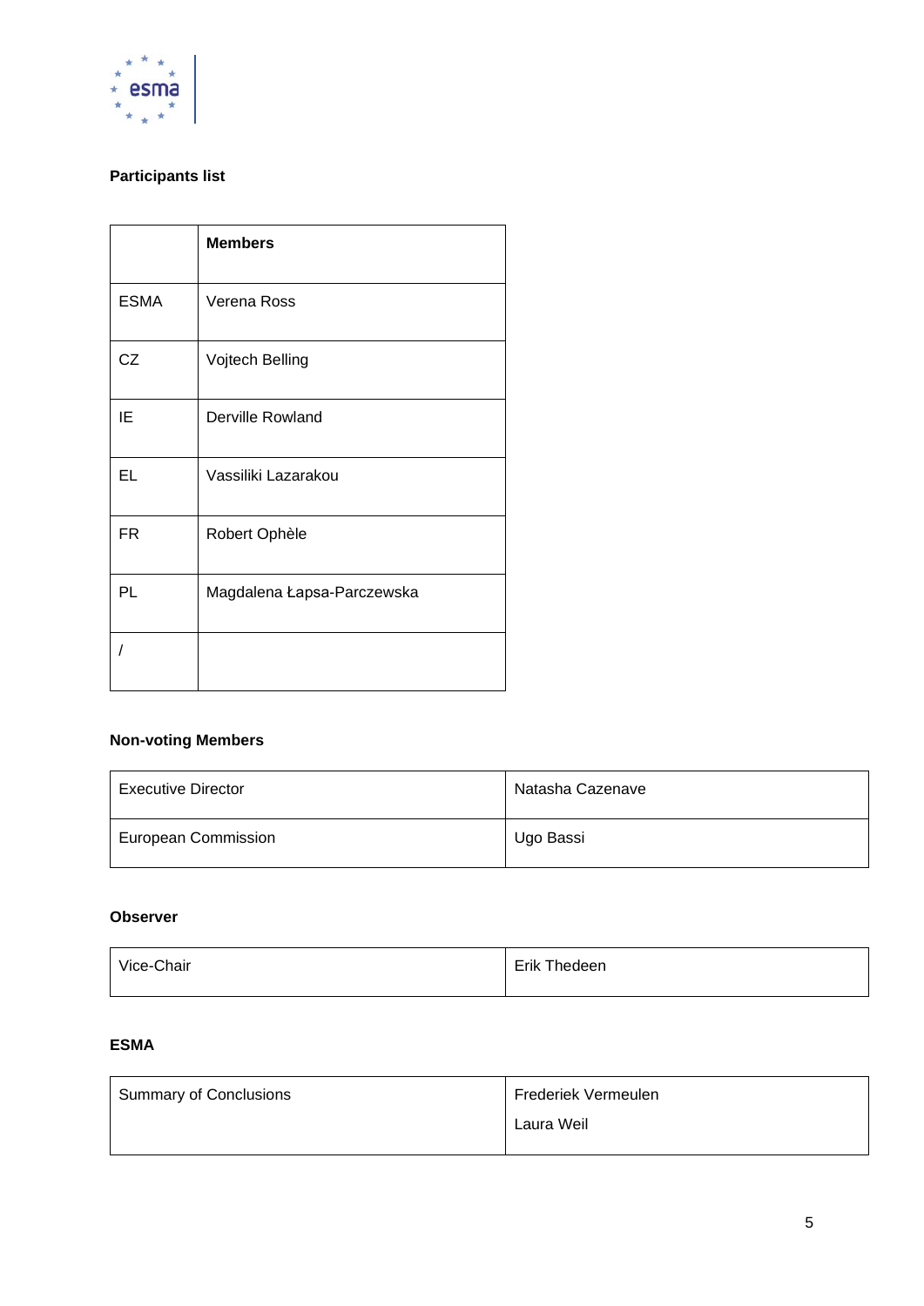**Participants list**

| | **Members** |
|---|---|
| ESMA | Verena Ross |
| CZ | Vojtech Belling |
| IE | Derville Rowland |
| EL | Vassiliki Lazarakou |
| FR | Robert Ophèle |
| PL | Magdalena Łapsa-Parczewska |
| / | |

**Non-voting Members**

| | |
|---|---|
| Executive Director | Natasha Cazenave |
| European Commission | Ugo Bassi |

**Observer**

| | |
|---|---|
| Vice-Chair | Erik Thedeen |

**ESMA**

| | |
|---|---|
| Summary of Conclusions | Frederiek Vermeulen<br>Laura Weil |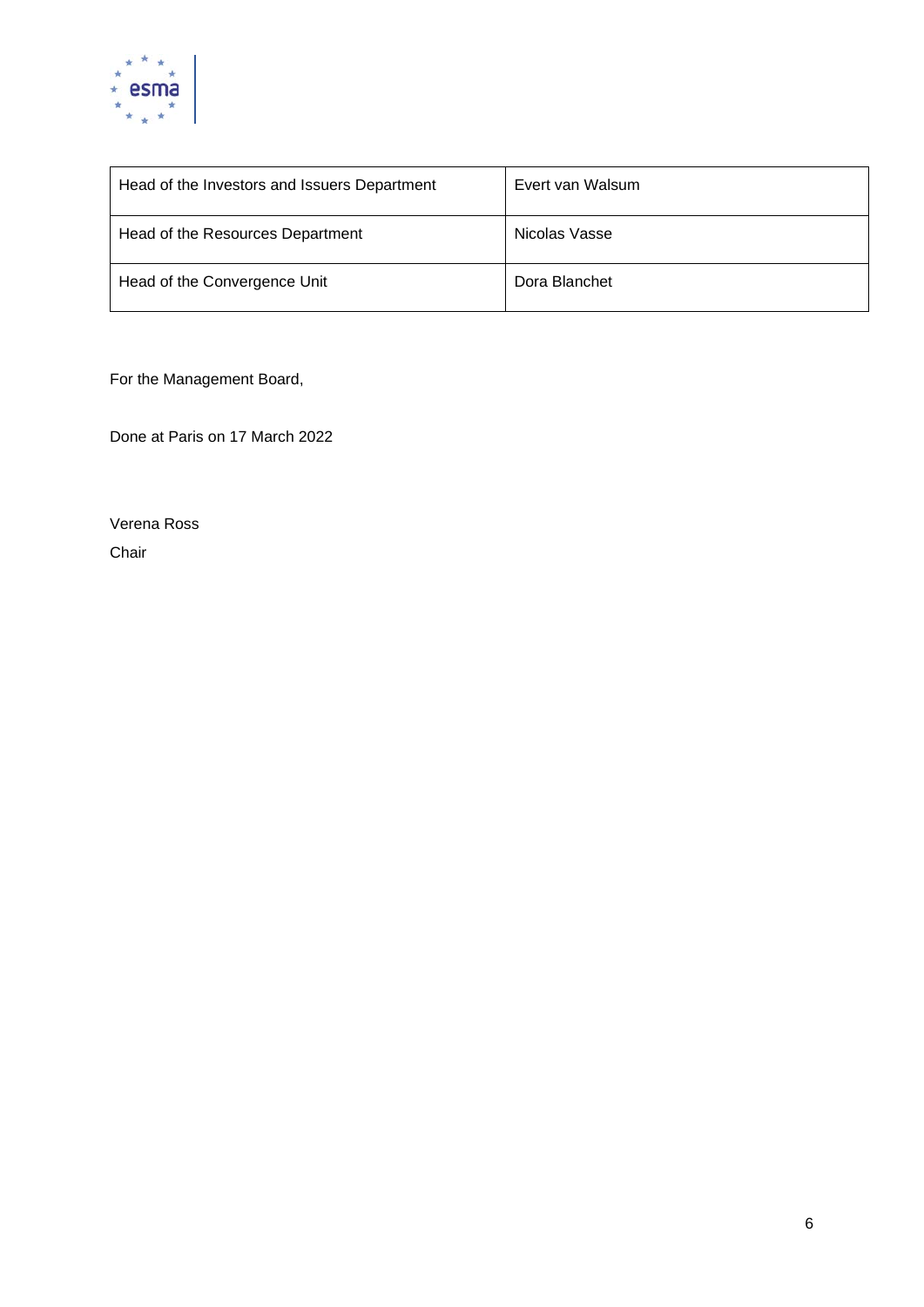| Head of the Investors and Issuers Department | Evert van Walsum |
|---|---|
| Head of the Resources Department | Nicolas Vasse |
| Head of the Convergence Unit | Dora Blanchet |

For the Management Board,

Done at Paris on 17 March 2022

Verena Ross

Chair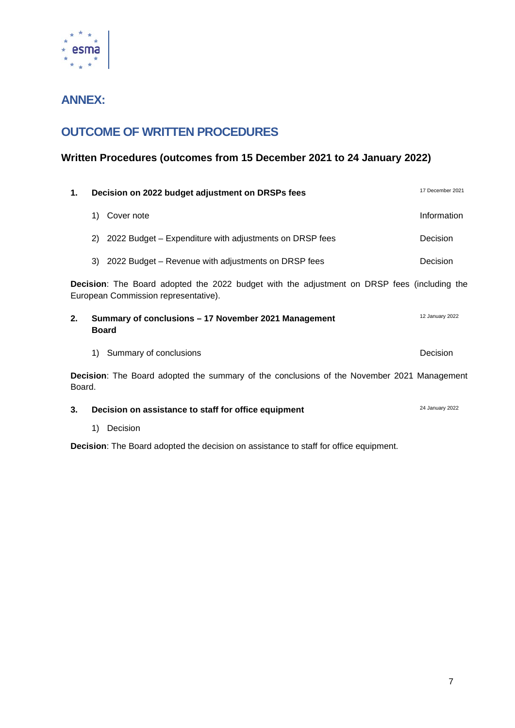## ANNEX:

## OUTCOME OF WRITTEN PROCEDURES

### Written Procedures (outcomes from 15 December 2021 to 24 January 2022)

**1. Decision on 2022 budget adjustment on DRSPs fees** — 17 December 2021

| | |
|---|---|
| 1) Cover note | Information |
| 2) 2022 Budget – Expenditure with adjustments on DRSP fees | Decision |
| 3) 2022 Budget – Revenue with adjustments on DRSP fees | Decision |

**Decision**: The Board adopted the 2022 budget with the adjustment on DRSP fees (including the European Commission representative).

**2. Summary of conclusions – 17 November 2021 Management Board** — 12 January 2022

| | |
|---|---|
| 1) Summary of conclusions | Decision |

**Decision**: The Board adopted the summary of the conclusions of the November 2021 Management Board.

**3. Decision on assistance to staff for office equipment** — 24 January 2022

1) Decision

**Decision**: The Board adopted the decision on assistance to staff for office equipment.